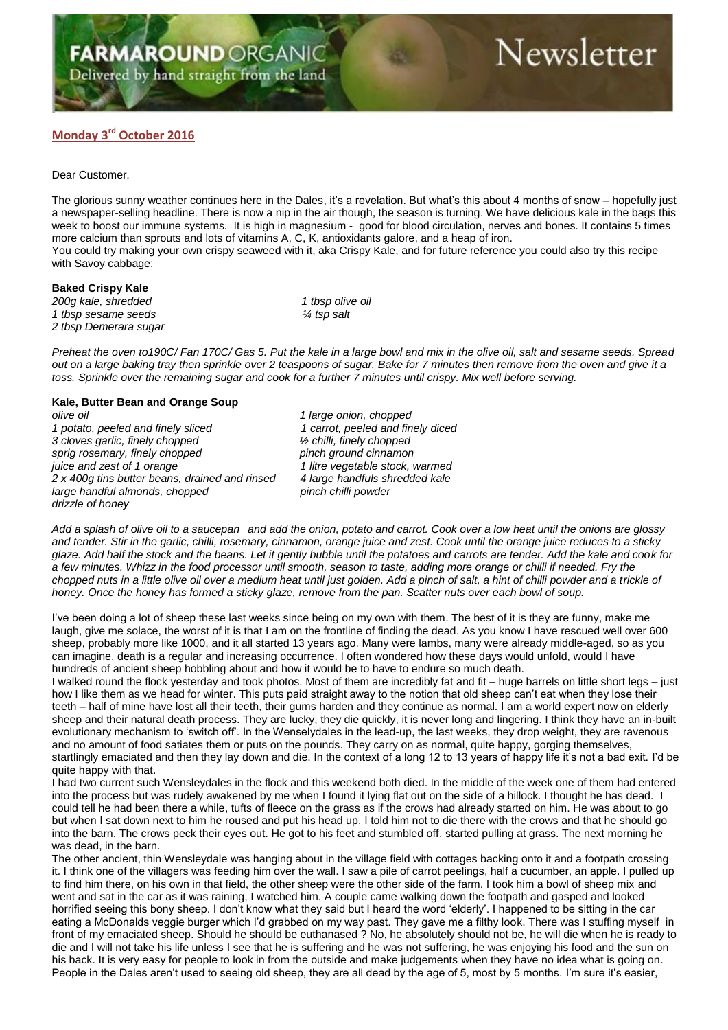**FARMAROUND** ORGANIC
Delivered by hand straight from the land

# Newsletter

## Monday 3rd October 2016

Dear Customer,

The glorious sunny weather continues here in the Dales, it's a revelation. But what's this about 4 months of snow – hopefully just a newspaper-selling headline. There is now a nip in the air though, the season is turning. We have delicious kale in the bags this week to boost our immune systems. It is high in magnesium - good for blood circulation, nerves and bones. It contains 5 times more calcium than sprouts and lots of vitamins A, C, K, antioxidants galore, and a heap of iron.
You could try making your own crispy seaweed with it, aka Crispy Kale, and for future reference you could also try this recipe with Savoy cabbage:

### Baked Crispy Kale

*200g kale, shredded*
*1 tbsp sesame seeds*
*2 tbsp Demerara sugar*
*1 tbsp olive oil*
*¼ tsp salt*

*Preheat the oven to190C/ Fan 170C/ Gas 5. Put the kale in a large bowl and mix in the olive oil, salt and sesame seeds. Spread out on a large baking tray then sprinkle over 2 teaspoons of sugar. Bake for 7 minutes then remove from the oven and give it a toss. Sprinkle over the remaining sugar and cook for a further 7 minutes until crispy. Mix well before serving.*

### Kale, Butter Bean and Orange Soup

*olive oil*
*1 potato, peeled and finely sliced*
*3 cloves garlic, finely chopped*
*sprig rosemary, finely chopped*
*juice and zest of 1 orange*
*2 x 400g tins butter beans, drained and rinsed*
*large handful almonds, chopped*
*drizzle of honey*
*1 large onion, chopped*
*1 carrot, peeled and finely diced*
*½ chilli, finely chopped*
*pinch ground cinnamon*
*1 litre vegetable stock, warmed*
*4 large handfuls shredded kale*
*pinch chilli powder*

*Add a splash of olive oil to a saucepan and add the onion, potato and carrot. Cook over a low heat until the onions are glossy and tender. Stir in the garlic, chilli, rosemary, cinnamon, orange juice and zest. Cook until the orange juice reduces to a sticky glaze. Add half the stock and the beans. Let it gently bubble until the potatoes and carrots are tender. Add the kale and cook for a few minutes. Whizz in the food processor until smooth, season to taste, adding more orange or chilli if needed. Fry the chopped nuts in a little olive oil over a medium heat until just golden. Add a pinch of salt, a hint of chilli powder and a trickle of honey. Once the honey has formed a sticky glaze, remove from the pan. Scatter nuts over each bowl of soup.*

I've been doing a lot of sheep these last weeks since being on my own with them. The best of it is they are funny, make me laugh, give me solace, the worst of it is that I am on the frontline of finding the dead. As you know I have rescued well over 600 sheep, probably more like 1000, and it all started 13 years ago. Many were lambs, many were already middle-aged, so as you can imagine, death is a regular and increasing occurrence. I often wondered how these days would unfold, would I have hundreds of ancient sheep hobbling about and how it would be to have to endure so much death.
I walked round the flock yesterday and took photos. Most of them are incredibly fat and fit – huge barrels on little short legs – just how I like them as we head for winter. This puts paid straight away to the notion that old sheep can't eat when they lose their teeth – half of mine have lost all their teeth, their gums harden and they continue as normal. I am a world expert now on elderly sheep and their natural death process. They are lucky, they die quickly, it is never long and lingering. I think they have an in-built evolutionary mechanism to 'switch off'. In the Wenselydales in the lead-up, the last weeks, they drop weight, they are ravenous and no amount of food satiates them or puts on the pounds. They carry on as normal, quite happy, gorging themselves, startlingly emaciated and then they lay down and die. In the context of a long 12 to 13 years of happy life it's not a bad exit. I'd be quite happy with that.
I had two current such Wensleydales in the flock and this weekend both died. In the middle of the week one of them had entered into the process but was rudely awakened by me when I found it lying flat out on the side of a hillock. I thought he has dead. I could tell he had been there a while, tufts of fleece on the grass as if the crows had already started on him. He was about to go but when I sat down next to him he roused and put his head up. I told him not to die there with the crows and that he should go into the barn. The crows peck their eyes out. He got to his feet and stumbled off, started pulling at grass. The next morning he was dead, in the barn.
The other ancient, thin Wensleydale was hanging about in the village field with cottages backing onto it and a footpath crossing it. I think one of the villagers was feeding him over the wall. I saw a pile of carrot peelings, half a cucumber, an apple. I pulled up to find him there, on his own in that field, the other sheep were the other side of the farm. I took him a bowl of sheep mix and went and sat in the car as it was raining, I watched him. A couple came walking down the footpath and gasped and looked horrified seeing this bony sheep. I don't know what they said but I heard the word 'elderly'. I happened to be sitting in the car eating a McDonalds veggie burger which I'd grabbed on my way past. They gave me a filthy look. There was I stuffing myself in front of my emaciated sheep. Should he should be euthanased ? No, he absolutely should not be, he will die when he is ready to die and I will not take his life unless I see that he is suffering and he was not suffering, he was enjoying his food and the sun on his back. It is very easy for people to look in from the outside and make judgements when they have no idea what is going on. People in the Dales aren't used to seeing old sheep, they are all dead by the age of 5, most by 5 months. I'm sure it's easier,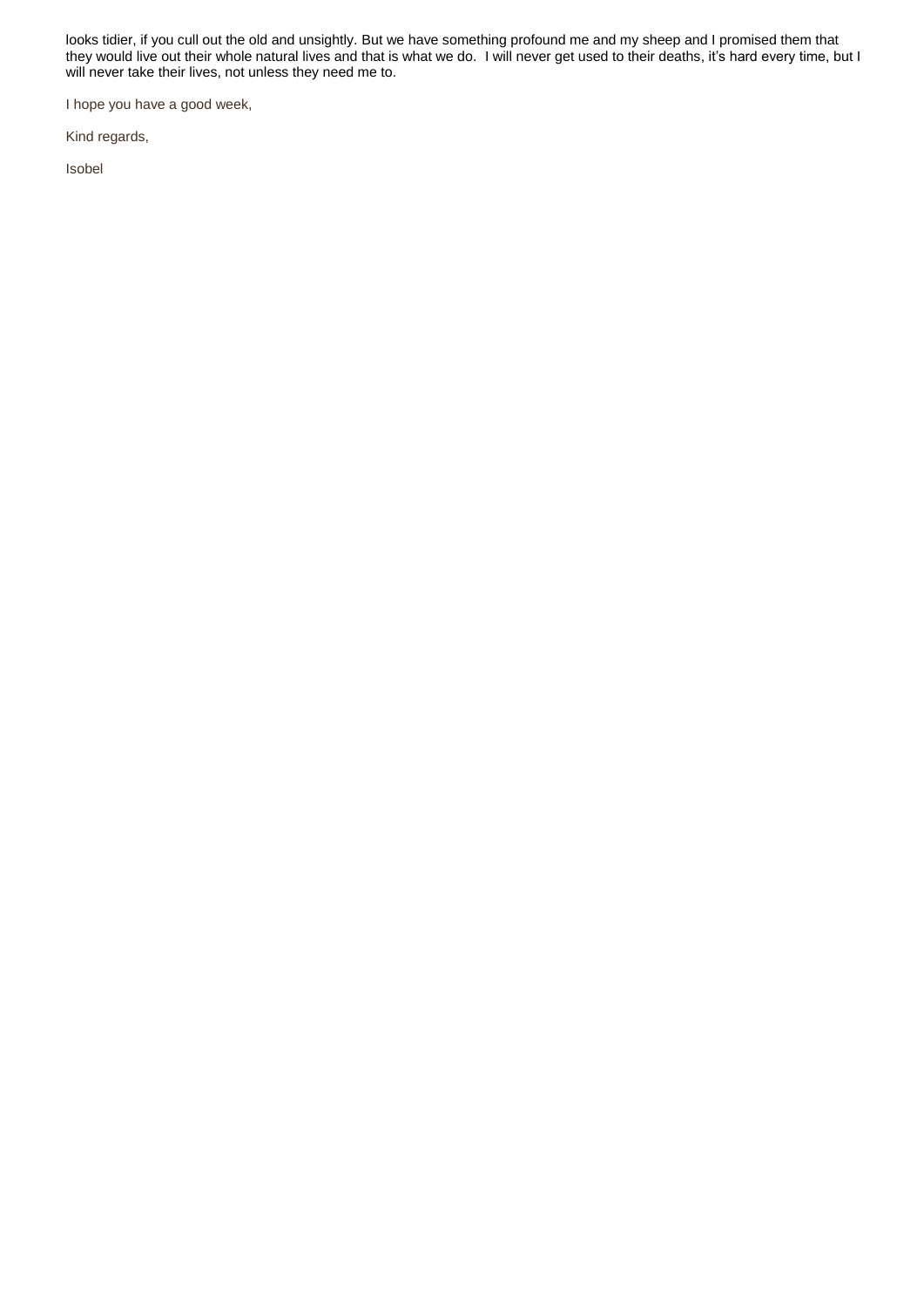looks tidier, if you cull out the old and unsightly. But we have something profound me and my sheep and I promised them that they would live out their whole natural lives and that is what we do. I will never get used to their deaths, it's hard every time, but I will never take their lives, not unless they need me to.

I hope you have a good week,

Kind regards,

Isobel